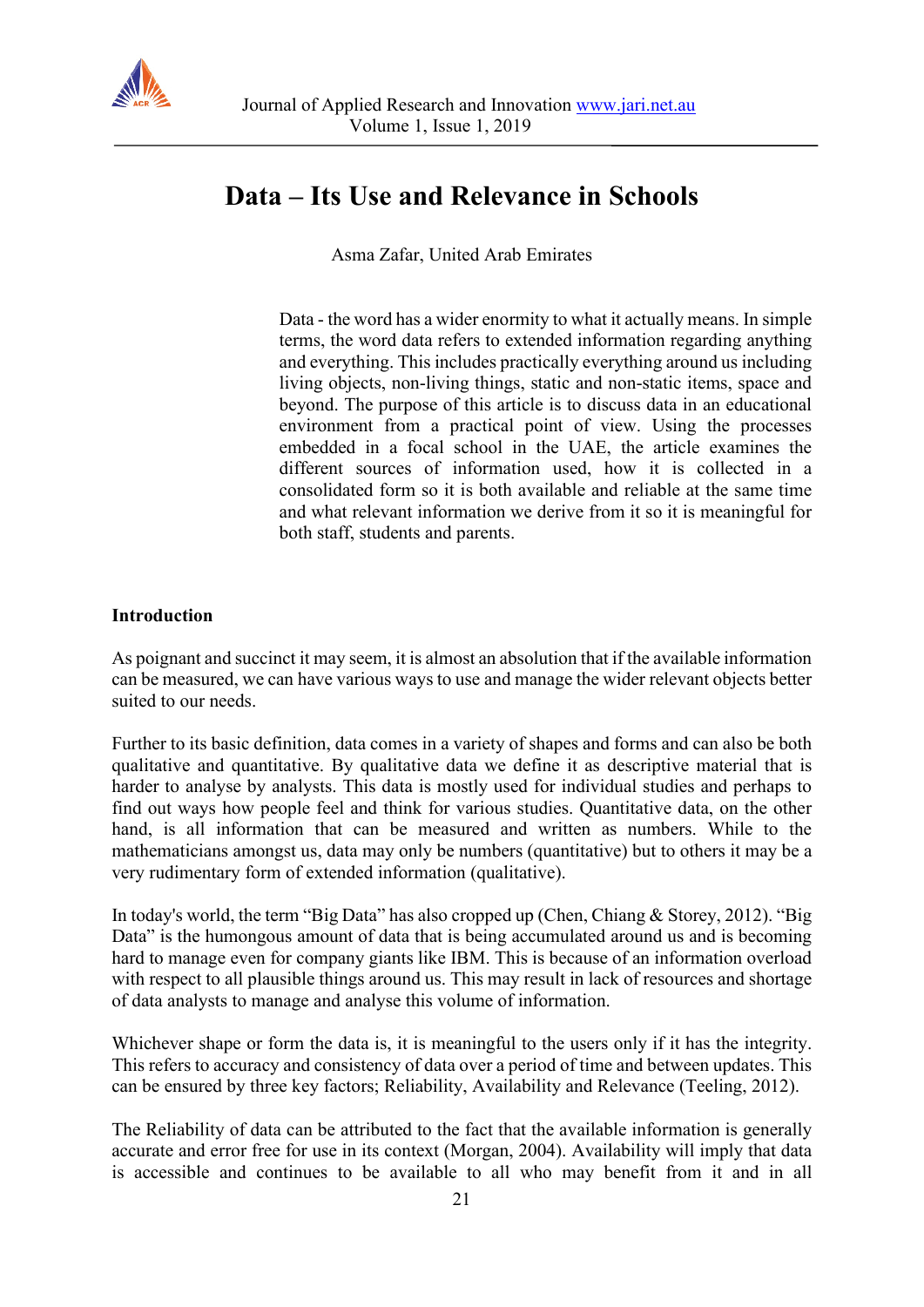# Data – Its Use and Relevance in Schools

Asma Zafar, United Arab Emirates

Data - the word has a wider enormity to what it actually means. In simple terms, the word data refers to extended information regarding anything and everything. This includes practically everything around us including living objects, non-living things, static and non-static items, space and beyond. The purpose of this article is to discuss data in an educational environment from a practical point of view. Using the processes embedded in a focal school in the UAE, the article examines the different sources of information used, how it is collected in a consolidated form so it is both available and reliable at the same time and what relevant information we derive from it so it is meaningful for both staff, students and parents.

## Introduction

As poignant and succinct it may seem, it is almost an absolution that if the available information can be measured, we can have various ways to use and manage the wider relevant objects better suited to our needs.

Further to its basic definition, data comes in a variety of shapes and forms and can also be both qualitative and quantitative. By qualitative data we define it as descriptive material that is harder to analyse by analysts. This data is mostly used for individual studies and perhaps to find out ways how people feel and think for various studies. Quantitative data, on the other hand, is all information that can be measured and written as numbers. While to the mathematicians amongst us, data may only be numbers (quantitative) but to others it may be a very rudimentary form of extended information (qualitative).

In today's world, the term "Big Data" has also cropped up (Chen, Chiang & Storey, 2012). "Big Data" is the humongous amount of data that is being accumulated around us and is becoming hard to manage even for company giants like IBM. This is because of an information overload with respect to all plausible things around us. This may result in lack of resources and shortage of data analysts to manage and analyse this volume of information.

Whichever shape or form the data is, it is meaningful to the users only if it has the integrity. This refers to accuracy and consistency of data over a period of time and between updates. This can be ensured by three key factors; Reliability, Availability and Relevance (Teeling, 2012).

The Reliability of data can be attributed to the fact that the available information is generally accurate and error free for use in its context (Morgan, 2004). Availability will imply that data is accessible and continues to be available to all who may benefit from it and in all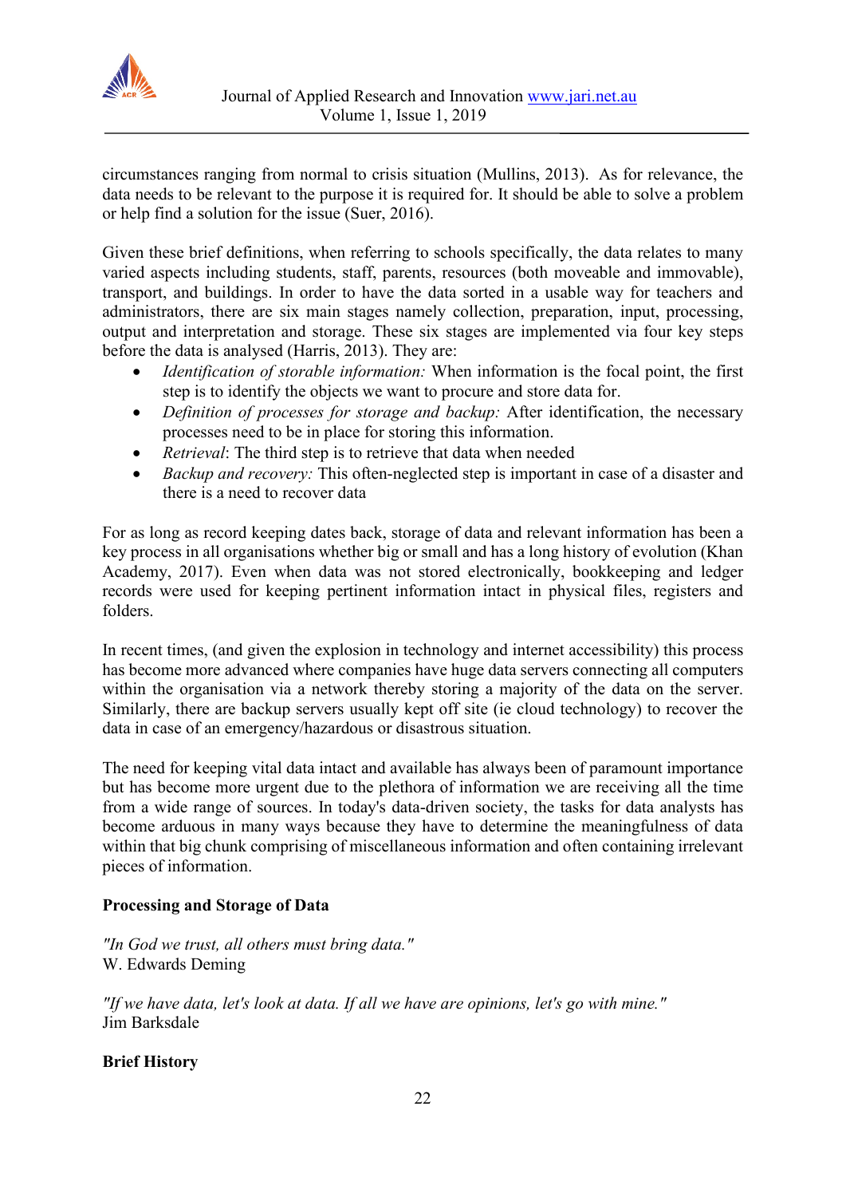circumstances ranging from normal to crisis situation (Mullins, 2013). As for relevance, the data needs to be relevant to the purpose it is required for. It should be able to solve a problem or help find a solution for the issue (Suer, 2016).

Given these brief definitions, when referring to schools specifically, the data relates to many varied aspects including students, staff, parents, resources (both moveable and immovable), transport, and buildings. In order to have the data sorted in a usable way for teachers and administrators, there are six main stages namely collection, preparation, input, processing, output and interpretation and storage. These six stages are implemented via four key steps before the data is analysed (Harris, 2013). They are:

- *Identification of storable information:* When information is the focal point, the first step is to identify the objects we want to procure and store data for.
- *Definition of processes for storage and backup:* After identification, the necessary processes need to be in place for storing this information.
- *Retrieval*: The third step is to retrieve that data when needed
- *Backup and recovery:* This often-neglected step is important in case of a disaster and there is a need to recover data

For as long as record keeping dates back, storage of data and relevant information has been a key process in all organisations whether big or small and has a long history of evolution (Khan Academy, 2017). Even when data was not stored electronically, bookkeeping and ledger records were used for keeping pertinent information intact in physical files, registers and folders.

In recent times, (and given the explosion in technology and internet accessibility) this process has become more advanced where companies have huge data servers connecting all computers within the organisation via a network thereby storing a majority of the data on the server. Similarly, there are backup servers usually kept off site (ie cloud technology) to recover the data in case of an emergency/hazardous or disastrous situation.

The need for keeping vital data intact and available has always been of paramount importance but has become more urgent due to the plethora of information we are receiving all the time from a wide range of sources. In today's data-driven society, the tasks for data analysts has become arduous in many ways because they have to determine the meaningfulness of data within that big chunk comprising of miscellaneous information and often containing irrelevant pieces of information.

## Processing and Storage of Data

*"In God we trust, all others must bring data."*
W. Edwards Deming

*"If we have data, let's look at data. If all we have are opinions, let's go with mine."*
Jim Barksdale

### Brief History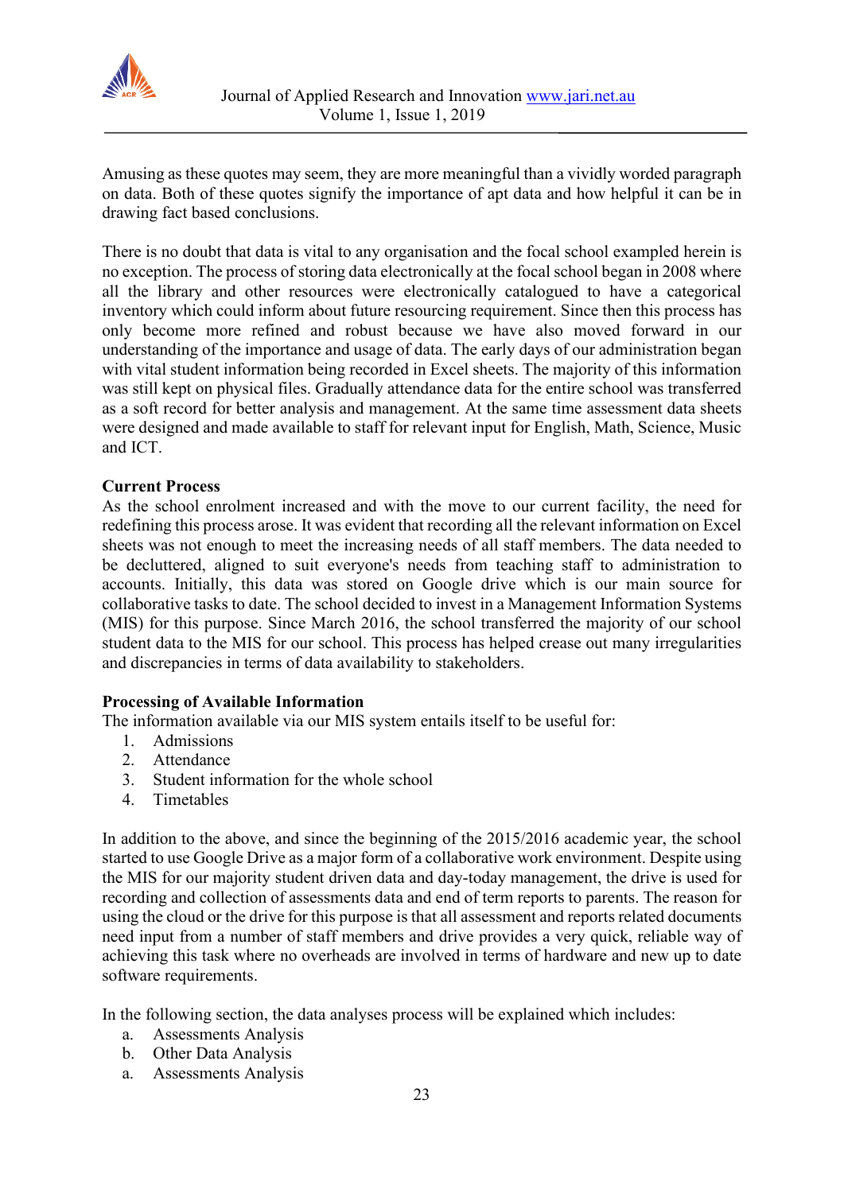Amusing as these quotes may seem, they are more meaningful than a vividly worded paragraph on data. Both of these quotes signify the importance of apt data and how helpful it can be in drawing fact based conclusions.

There is no doubt that data is vital to any organisation and the focal school exampled herein is no exception. The process of storing data electronically at the focal school began in 2008 where all the library and other resources were electronically catalogued to have a categorical inventory which could inform about future resourcing requirement. Since then this process has only become more refined and robust because we have also moved forward in our understanding of the importance and usage of data. The early days of our administration began with vital student information being recorded in Excel sheets. The majority of this information was still kept on physical files. Gradually attendance data for the entire school was transferred as a soft record for better analysis and management. At the same time assessment data sheets were designed and made available to staff for relevant input for English, Math, Science, Music and ICT.

**Current Process**

As the school enrolment increased and with the move to our current facility, the need for redefining this process arose. It was evident that recording all the relevant information on Excel sheets was not enough to meet the increasing needs of all staff members. The data needed to be decluttered, aligned to suit everyone's needs from teaching staff to administration to accounts. Initially, this data was stored on Google drive which is our main source for collaborative tasks to date. The school decided to invest in a Management Information Systems (MIS) for this purpose. Since March 2016, the school transferred the majority of our school student data to the MIS for our school. This process has helped crease out many irregularities and discrepancies in terms of data availability to stakeholders.

**Processing of Available Information**

The information available via our MIS system entails itself to be useful for:

1. Admissions
2. Attendance
3. Student information for the whole school
4. Timetables

In addition to the above, and since the beginning of the 2015/2016 academic year, the school started to use Google Drive as a major form of a collaborative work environment. Despite using the MIS for our majority student driven data and day-today management, the drive is used for recording and collection of assessments data and end of term reports to parents. The reason for using the cloud or the drive for this purpose is that all assessment and reports related documents need input from a number of staff members and drive provides a very quick, reliable way of achieving this task where no overheads are involved in terms of hardware and new up to date software requirements.

In the following section, the data analyses process will be explained which includes:

a. Assessments Analysis
b. Other Data Analysis

a. Assessments Analysis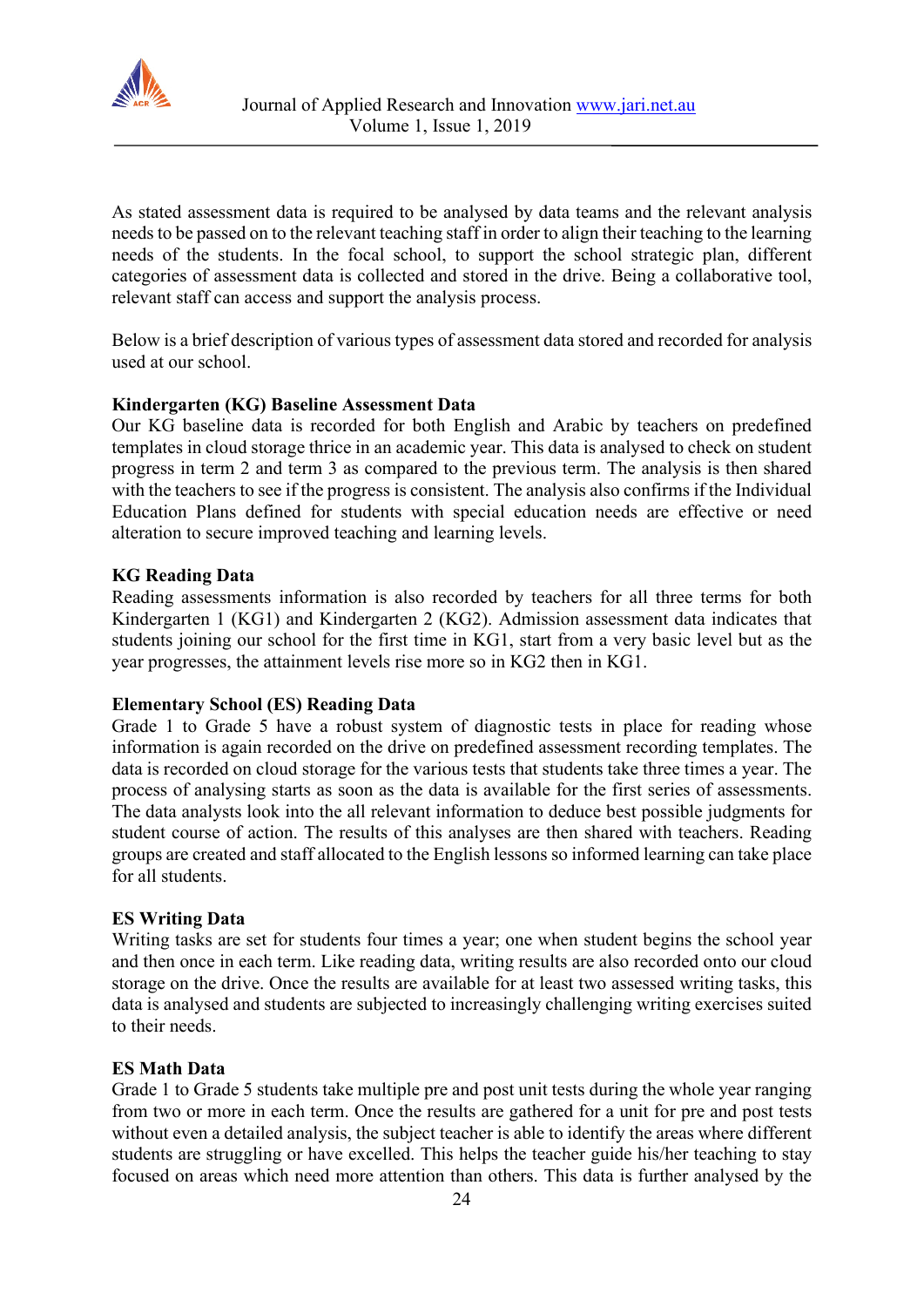As stated assessment data is required to be analysed by data teams and the relevant analysis needs to be passed on to the relevant teaching staff in order to align their teaching to the learning needs of the students. In the focal school, to support the school strategic plan, different categories of assessment data is collected and stored in the drive. Being a collaborative tool, relevant staff can access and support the analysis process.

Below is a brief description of various types of assessment data stored and recorded for analysis used at our school.

**Kindergarten (KG) Baseline Assessment Data**
Our KG baseline data is recorded for both English and Arabic by teachers on predefined templates in cloud storage thrice in an academic year. This data is analysed to check on student progress in term 2 and term 3 as compared to the previous term. The analysis is then shared with the teachers to see if the progress is consistent. The analysis also confirms if the Individual Education Plans defined for students with special education needs are effective or need alteration to secure improved teaching and learning levels.

**KG Reading Data**
Reading assessments information is also recorded by teachers for all three terms for both Kindergarten 1 (KG1) and Kindergarten 2 (KG2). Admission assessment data indicates that students joining our school for the first time in KG1, start from a very basic level but as the year progresses, the attainment levels rise more so in KG2 then in KG1.

**Elementary School (ES) Reading Data**
Grade 1 to Grade 5 have a robust system of diagnostic tests in place for reading whose information is again recorded on the drive on predefined assessment recording templates. The data is recorded on cloud storage for the various tests that students take three times a year. The process of analysing starts as soon as the data is available for the first series of assessments. The data analysts look into the all relevant information to deduce best possible judgments for student course of action. The results of this analyses are then shared with teachers. Reading groups are created and staff allocated to the English lessons so informed learning can take place for all students.

**ES Writing Data**
Writing tasks are set for students four times a year; one when student begins the school year and then once in each term. Like reading data, writing results are also recorded onto our cloud storage on the drive. Once the results are available for at least two assessed writing tasks, this data is analysed and students are subjected to increasingly challenging writing exercises suited to their needs.

**ES Math Data**
Grade 1 to Grade 5 students take multiple pre and post unit tests during the whole year ranging from two or more in each term. Once the results are gathered for a unit for pre and post tests without even a detailed analysis, the subject teacher is able to identify the areas where different students are struggling or have excelled. This helps the teacher guide his/her teaching to stay focused on areas which need more attention than others. This data is further analysed by the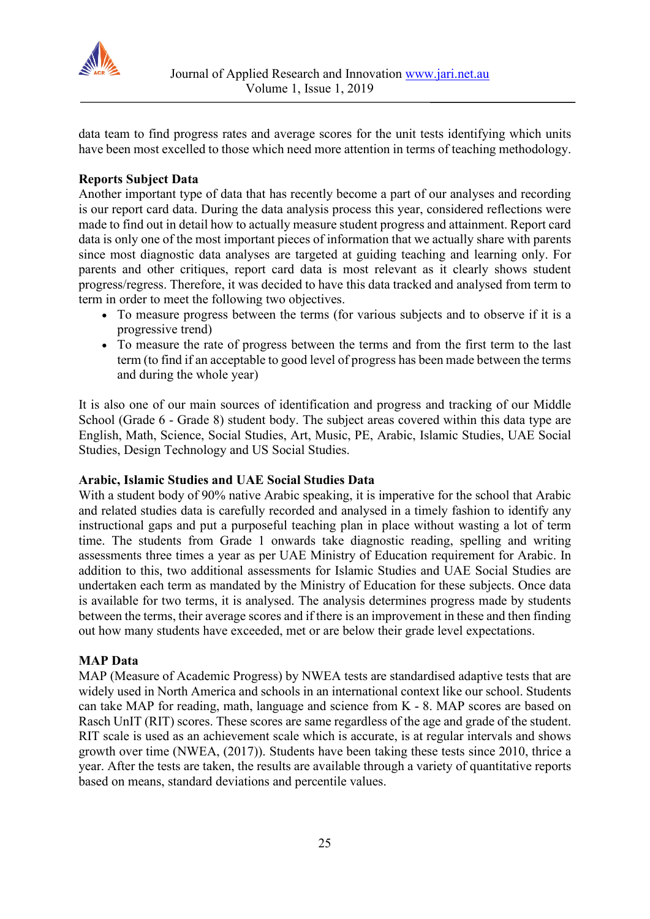data team to find progress rates and average scores for the unit tests identifying which units have been most excelled to those which need more attention in terms of teaching methodology.

**Reports Subject Data**

Another important type of data that has recently become a part of our analyses and recording is our report card data. During the data analysis process this year, considered reflections were made to find out in detail how to actually measure student progress and attainment. Report card data is only one of the most important pieces of information that we actually share with parents since most diagnostic data analyses are targeted at guiding teaching and learning only. For parents and other critiques, report card data is most relevant as it clearly shows student progress/regress. Therefore, it was decided to have this data tracked and analysed from term to term in order to meet the following two objectives.

- To measure progress between the terms (for various subjects and to observe if it is a progressive trend)
- To measure the rate of progress between the terms and from the first term to the last term (to find if an acceptable to good level of progress has been made between the terms and during the whole year)

It is also one of our main sources of identification and progress and tracking of our Middle School (Grade 6 - Grade 8) student body. The subject areas covered within this data type are English, Math, Science, Social Studies, Art, Music, PE, Arabic, Islamic Studies, UAE Social Studies, Design Technology and US Social Studies.

**Arabic, Islamic Studies and UAE Social Studies Data**

With a student body of 90% native Arabic speaking, it is imperative for the school that Arabic and related studies data is carefully recorded and analysed in a timely fashion to identify any instructional gaps and put a purposeful teaching plan in place without wasting a lot of term time. The students from Grade 1 onwards take diagnostic reading, spelling and writing assessments three times a year as per UAE Ministry of Education requirement for Arabic. In addition to this, two additional assessments for Islamic Studies and UAE Social Studies are undertaken each term as mandated by the Ministry of Education for these subjects. Once data is available for two terms, it is analysed. The analysis determines progress made by students between the terms, their average scores and if there is an improvement in these and then finding out how many students have exceeded, met or are below their grade level expectations.

**MAP Data**

MAP (Measure of Academic Progress) by NWEA tests are standardised adaptive tests that are widely used in North America and schools in an international context like our school. Students can take MAP for reading, math, language and science from K - 8. MAP scores are based on Rasch UnIT (RIT) scores. These scores are same regardless of the age and grade of the student. RIT scale is used as an achievement scale which is accurate, is at regular intervals and shows growth over time (NWEA, (2017)). Students have been taking these tests since 2010, thrice a year. After the tests are taken, the results are available through a variety of quantitative reports based on means, standard deviations and percentile values.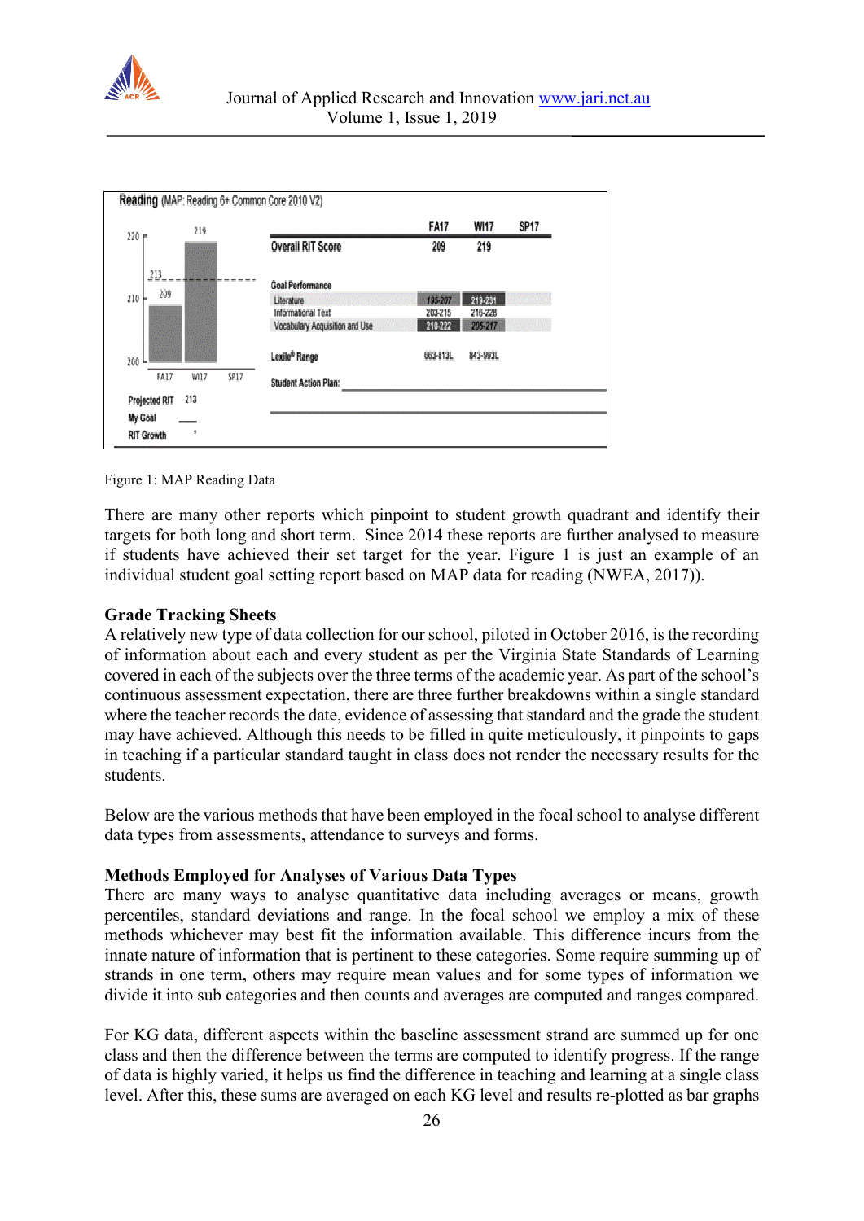Reading (MAP: Reading 6+ Common Core 2010 V2)

| | FA17 | WI17 | SP17 |
|---|---|---|---|
| Overall RIT Score | 209 | 219 | |
| **Goal Performance** | | | |
| Literature | 195-207 | 219-231 | |
| Informational Text | 203-215 | 216-228 | |
| Vocabulary Acquisition and Use | 210-222 | 205-217 | |
| Lexile® Range | 663-813L | 843-993L | |
| Student Action Plan: | | | |

Projected RIT 213

My Goal

RIT Growth

Figure 1: MAP Reading Data

There are many other reports which pinpoint to student growth quadrant and identify their targets for both long and short term. Since 2014 these reports are further analysed to measure if students have achieved their set target for the year. Figure 1 is just an example of an individual student goal setting report based on MAP data for reading (NWEA, 2017)).

**Grade Tracking Sheets**

A relatively new type of data collection for our school, piloted in October 2016, is the recording of information about each and every student as per the Virginia State Standards of Learning covered in each of the subjects over the three terms of the academic year. As part of the school's continuous assessment expectation, there are three further breakdowns within a single standard where the teacher records the date, evidence of assessing that standard and the grade the student may have achieved. Although this needs to be filled in quite meticulously, it pinpoints to gaps in teaching if a particular standard taught in class does not render the necessary results for the students.

Below are the various methods that have been employed in the focal school to analyse different data types from assessments, attendance to surveys and forms.

**Methods Employed for Analyses of Various Data Types**

There are many ways to analyse quantitative data including averages or means, growth percentiles, standard deviations and range. In the focal school we employ a mix of these methods whichever may best fit the information available. This difference incurs from the innate nature of information that is pertinent to these categories. Some require summing up of strands in one term, others may require mean values and for some types of information we divide it into sub categories and then counts and averages are computed and ranges compared.

For KG data, different aspects within the baseline assessment strand are summed up for one class and then the difference between the terms are computed to identify progress. If the range of data is highly varied, it helps us find the difference in teaching and learning at a single class level. After this, these sums are averaged on each KG level and results re-plotted as bar graphs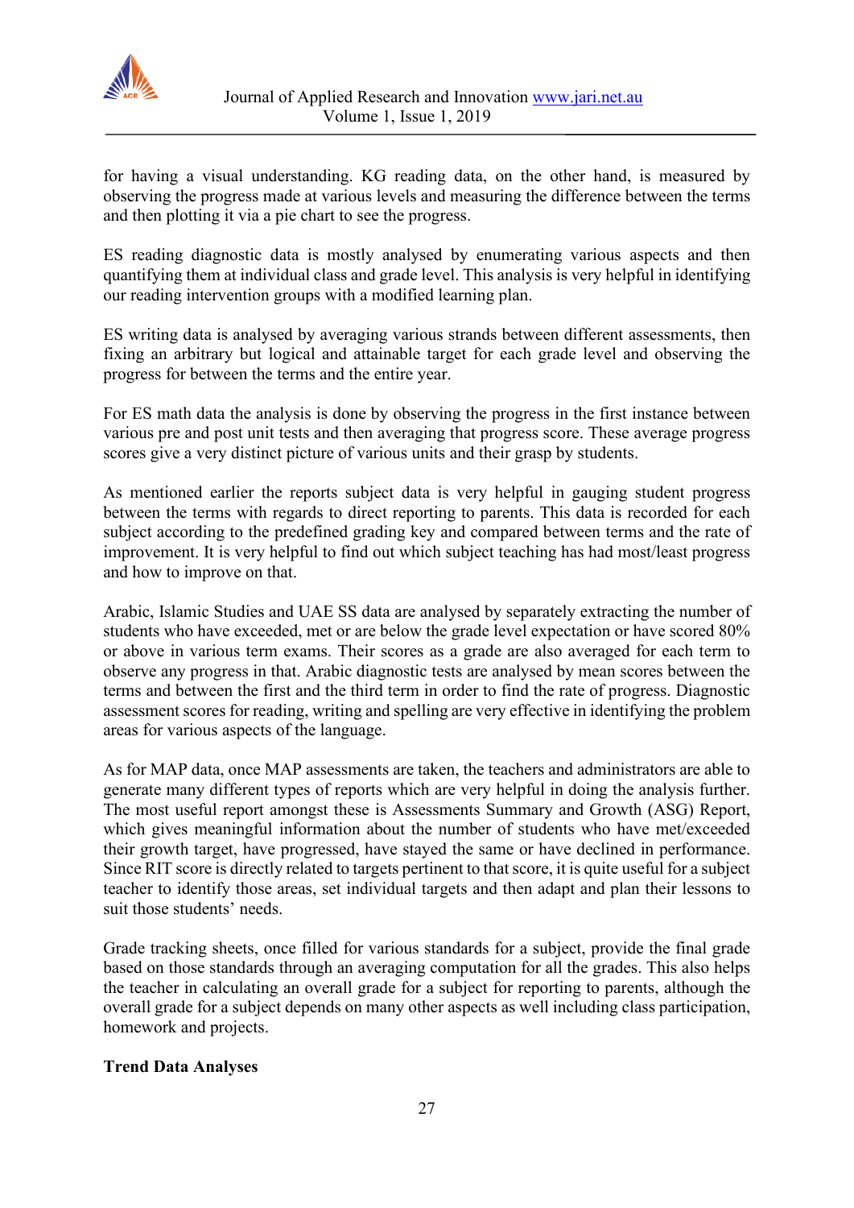for having a visual understanding. KG reading data, on the other hand, is measured by observing the progress made at various levels and measuring the difference between the terms and then plotting it via a pie chart to see the progress.

ES reading diagnostic data is mostly analysed by enumerating various aspects and then quantifying them at individual class and grade level. This analysis is very helpful in identifying our reading intervention groups with a modified learning plan.

ES writing data is analysed by averaging various strands between different assessments, then fixing an arbitrary but logical and attainable target for each grade level and observing the progress for between the terms and the entire year.

For ES math data the analysis is done by observing the progress in the first instance between various pre and post unit tests and then averaging that progress score. These average progress scores give a very distinct picture of various units and their grasp by students.

As mentioned earlier the reports subject data is very helpful in gauging student progress between the terms with regards to direct reporting to parents. This data is recorded for each subject according to the predefined grading key and compared between terms and the rate of improvement. It is very helpful to find out which subject teaching has had most/least progress and how to improve on that.

Arabic, Islamic Studies and UAE SS data are analysed by separately extracting the number of students who have exceeded, met or are below the grade level expectation or have scored 80% or above in various term exams. Their scores as a grade are also averaged for each term to observe any progress in that. Arabic diagnostic tests are analysed by mean scores between the terms and between the first and the third term in order to find the rate of progress. Diagnostic assessment scores for reading, writing and spelling are very effective in identifying the problem areas for various aspects of the language.

As for MAP data, once MAP assessments are taken, the teachers and administrators are able to generate many different types of reports which are very helpful in doing the analysis further. The most useful report amongst these is Assessments Summary and Growth (ASG) Report, which gives meaningful information about the number of students who have met/exceeded their growth target, have progressed, have stayed the same or have declined in performance. Since RIT score is directly related to targets pertinent to that score, it is quite useful for a subject teacher to identify those areas, set individual targets and then adapt and plan their lessons to suit those students' needs.

Grade tracking sheets, once filled for various standards for a subject, provide the final grade based on those standards through an averaging computation for all the grades. This also helps the teacher in calculating an overall grade for a subject for reporting to parents, although the overall grade for a subject depends on many other aspects as well including class participation, homework and projects.

**Trend Data Analyses**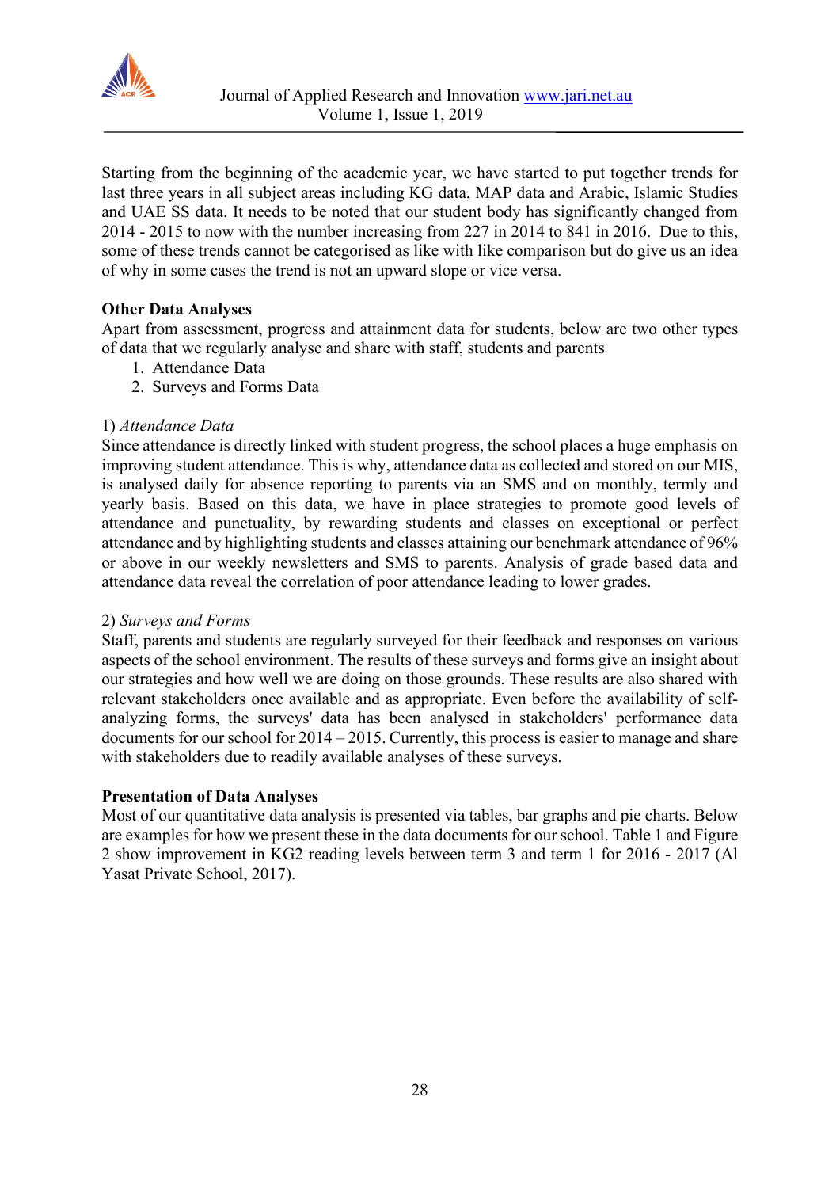Starting from the beginning of the academic year, we have started to put together trends for last three years in all subject areas including KG data, MAP data and Arabic, Islamic Studies and UAE SS data. It needs to be noted that our student body has significantly changed from 2014 - 2015 to now with the number increasing from 227 in 2014 to 841 in 2016. Due to this, some of these trends cannot be categorised as like with like comparison but do give us an idea of why in some cases the trend is not an upward slope or vice versa.

**Other Data Analyses**

Apart from assessment, progress and attainment data for students, below are two other types of data that we regularly analyse and share with staff, students and parents

1. Attendance Data
2. Surveys and Forms Data

1) *Attendance Data*

Since attendance is directly linked with student progress, the school places a huge emphasis on improving student attendance. This is why, attendance data as collected and stored on our MIS, is analysed daily for absence reporting to parents via an SMS and on monthly, termly and yearly basis. Based on this data, we have in place strategies to promote good levels of attendance and punctuality, by rewarding students and classes on exceptional or perfect attendance and by highlighting students and classes attaining our benchmark attendance of 96% or above in our weekly newsletters and SMS to parents. Analysis of grade based data and attendance data reveal the correlation of poor attendance leading to lower grades.

2) *Surveys and Forms*

Staff, parents and students are regularly surveyed for their feedback and responses on various aspects of the school environment. The results of these surveys and forms give an insight about our strategies and how well we are doing on those grounds. These results are also shared with relevant stakeholders once available and as appropriate. Even before the availability of self-analyzing forms, the surveys' data has been analysed in stakeholders' performance data documents for our school for 2014 – 2015. Currently, this process is easier to manage and share with stakeholders due to readily available analyses of these surveys.

**Presentation of Data Analyses**

Most of our quantitative data analysis is presented via tables, bar graphs and pie charts. Below are examples for how we present these in the data documents for our school. Table 1 and Figure 2 show improvement in KG2 reading levels between term 3 and term 1 for 2016 - 2017 (Al Yasat Private School, 2017).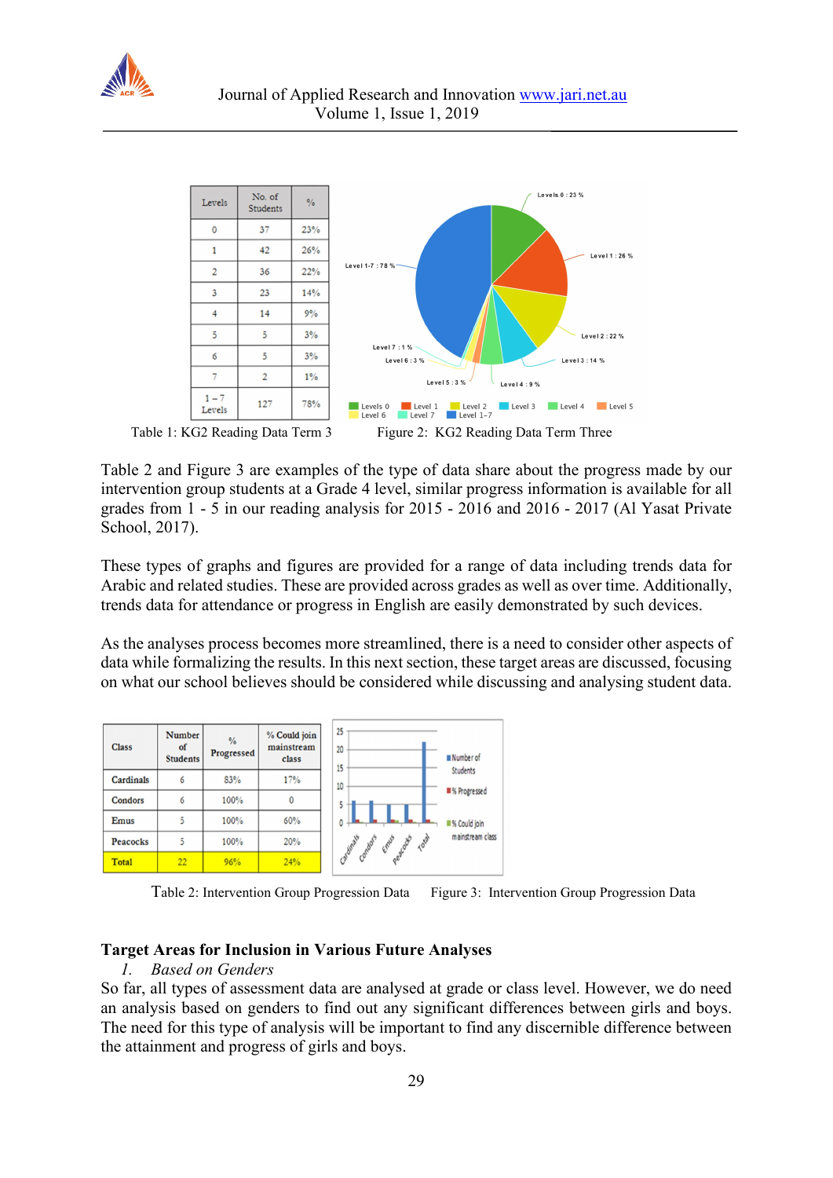| Levels | No. of Students | % |
|---|---|---|
| 0 | 37 | 23% |
| 1 | 42 | 26% |
| 2 | 36 | 22% |
| 3 | 23 | 14% |
| 4 | 14 | 9% |
| 5 | 5 | 3% |
| 6 | 5 | 3% |
| 7 | 2 | 1% |
| 1 – 7 Levels | 127 | 78% |

Table 1: KG2 Reading Data Term 3

Figure 2: KG2 Reading Data Term Three

Table 2 and Figure 3 are examples of the type of data share about the progress made by our intervention group students at a Grade 4 level, similar progress information is available for all grades from 1 - 5 in our reading analysis for 2015 - 2016 and 2016 - 2017 (Al Yasat Private School, 2017).

These types of graphs and figures are provided for a range of data including trends data for Arabic and related studies. These are provided across grades as well as over time. Additionally, trends data for attendance or progress in English are easily demonstrated by such devices.

As the analyses process becomes more streamlined, there is a need to consider other aspects of data while formalizing the results. In this next section, these target areas are discussed, focusing on what our school believes should be considered while discussing and analysing student data.

| Class | Number of Students | % Progressed | % Could join mainstream class |
|---|---|---|---|
| Cardinals | 6 | 83% | 17% |
| Condors | 6 | 100% | 0 |
| Emus | 5 | 100% | 60% |
| Peacocks | 5 | 100% | 20% |
| Total | 22 | 96% | 24% |

Table 2: Intervention Group Progression Data

Figure 3: Intervention Group Progression Data

**Target Areas for Inclusion in Various Future Analyses**

1. *Based on Genders*

So far, all types of assessment data are analysed at grade or class level. However, we do need an analysis based on genders to find out any significant differences between girls and boys. The need for this type of analysis will be important to find any discernible difference between the attainment and progress of girls and boys.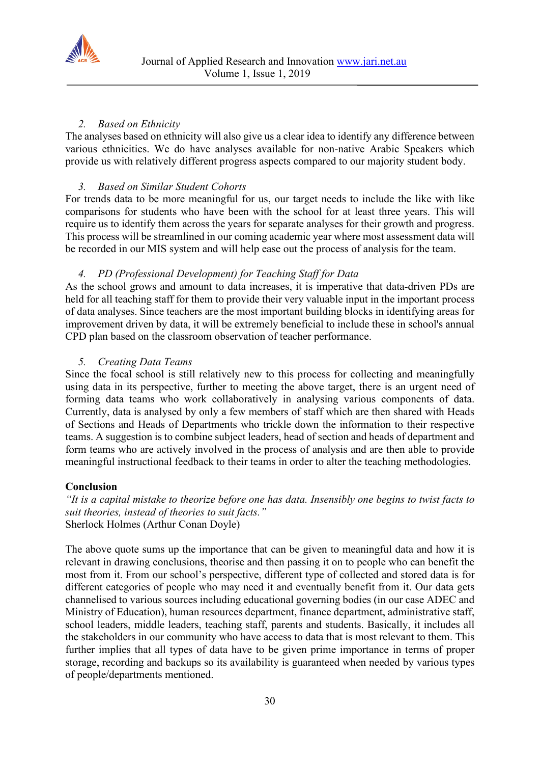2. *Based on Ethnicity*

The analyses based on ethnicity will also give us a clear idea to identify any difference between various ethnicities. We do have analyses available for non-native Arabic Speakers which provide us with relatively different progress aspects compared to our majority student body.

3. *Based on Similar Student Cohorts*

For trends data to be more meaningful for us, our target needs to include the like with like comparisons for students who have been with the school for at least three years. This will require us to identify them across the years for separate analyses for their growth and progress. This process will be streamlined in our coming academic year where most assessment data will be recorded in our MIS system and will help ease out the process of analysis for the team.

4. *PD (Professional Development) for Teaching Staff for Data*

As the school grows and amount to data increases, it is imperative that data-driven PDs are held for all teaching staff for them to provide their very valuable input in the important process of data analyses. Since teachers are the most important building blocks in identifying areas for improvement driven by data, it will be extremely beneficial to include these in school's annual CPD plan based on the classroom observation of teacher performance.

5. *Creating Data Teams*

Since the focal school is still relatively new to this process for collecting and meaningfully using data in its perspective, further to meeting the above target, there is an urgent need of forming data teams who work collaboratively in analysing various components of data. Currently, data is analysed by only a few members of staff which are then shared with Heads of Sections and Heads of Departments who trickle down the information to their respective teams. A suggestion is to combine subject leaders, head of section and heads of department and form teams who are actively involved in the process of analysis and are then able to provide meaningful instructional feedback to their teams in order to alter the teaching methodologies.

## Conclusion

*"It is a capital mistake to theorize before one has data. Insensibly one begins to twist facts to suit theories, instead of theories to suit facts."*
Sherlock Holmes (Arthur Conan Doyle)

The above quote sums up the importance that can be given to meaningful data and how it is relevant in drawing conclusions, theorise and then passing it on to people who can benefit the most from it. From our school's perspective, different type of collected and stored data is for different categories of people who may need it and eventually benefit from it. Our data gets channelised to various sources including educational governing bodies (in our case ADEC and Ministry of Education), human resources department, finance department, administrative staff, school leaders, middle leaders, teaching staff, parents and students. Basically, it includes all the stakeholders in our community who have access to data that is most relevant to them. This further implies that all types of data have to be given prime importance in terms of proper storage, recording and backups so its availability is guaranteed when needed by various types of people/departments mentioned.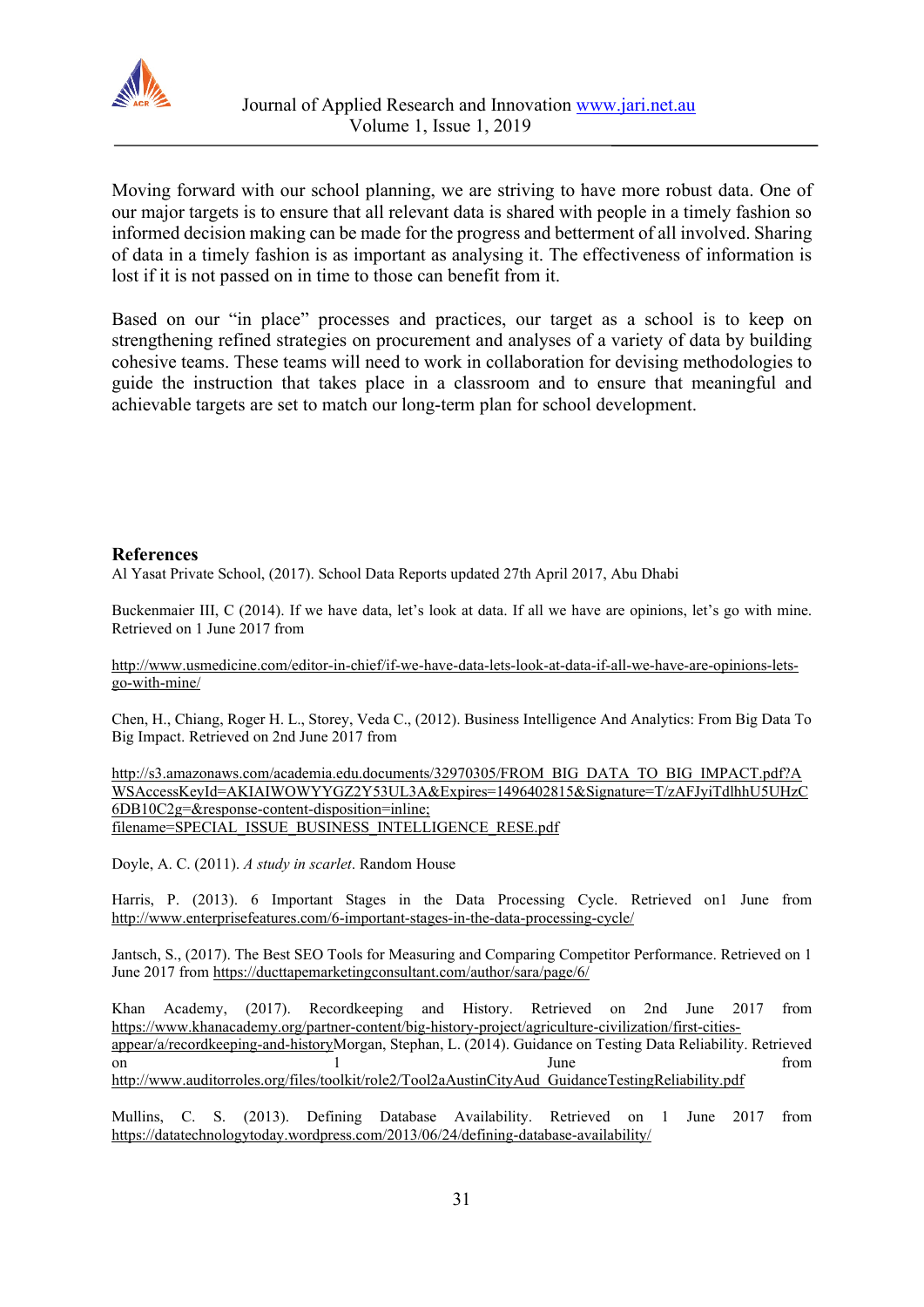Moving forward with our school planning, we are striving to have more robust data. One of our major targets is to ensure that all relevant data is shared with people in a timely fashion so informed decision making can be made for the progress and betterment of all involved. Sharing of data in a timely fashion is as important as analysing it. The effectiveness of information is lost if it is not passed on in time to those can benefit from it.

Based on our "in place" processes and practices, our target as a school is to keep on strengthening refined strategies on procurement and analyses of a variety of data by building cohesive teams. These teams will need to work in collaboration for devising methodologies to guide the instruction that takes place in a classroom and to ensure that meaningful and achievable targets are set to match our long-term plan for school development.

## References

Al Yasat Private School, (2017). School Data Reports updated 27th April 2017, Abu Dhabi

Buckenmaier III, C (2014). If we have data, let's look at data. If all we have are opinions, let's go with mine. Retrieved on 1 June 2017 from

http://www.usmedicine.com/editor-in-chief/if-we-have-data-lets-look-at-data-if-all-we-have-are-opinions-lets-go-with-mine/

Chen, H., Chiang, Roger H. L., Storey, Veda C., (2012). Business Intelligence And Analytics: From Big Data To Big Impact. Retrieved on 2nd June 2017 from

http://s3.amazonaws.com/academia.edu.documents/32970305/FROM_BIG_DATA_TO_BIG_IMPACT.pdf?AWSAccessKeyId=AKIAIWOWYYGZ2Y53UL3A&Expires=1496402815&Signature=T/zAFJyiTdlhhU5UHzC6DB10C2g=&response-content-disposition=inline; filename=SPECIAL_ISSUE_BUSINESS_INTELLIGENCE_RESE.pdf

Doyle, A. C. (2011). *A study in scarlet*. Random House

Harris, P. (2013). 6 Important Stages in the Data Processing Cycle. Retrieved on1 June from http://www.enterprisefeatures.com/6-important-stages-in-the-data-processing-cycle/

Jantsch, S., (2017). The Best SEO Tools for Measuring and Comparing Competitor Performance. Retrieved on 1 June 2017 from https://ducttapemarketingconsultant.com/author/sara/page/6/

Khan Academy, (2017). Recordkeeping and History. Retrieved on 2nd June 2017 from https://www.khanacademy.org/partner-content/big-history-project/agriculture-civilization/first-cities-appear/a/recordkeeping-and-historyMorgan, Stephan, L. (2014). Guidance on Testing Data Reliability. Retrieved on 1 June from http://www.auditorroles.org/files/toolkit/role2/Tool2aAustinCityAud_GuidanceTestingReliability.pdf

Mullins, C. S. (2013). Defining Database Availability. Retrieved on 1 June 2017 from https://datatechnologytoday.wordpress.com/2013/06/24/defining-database-availability/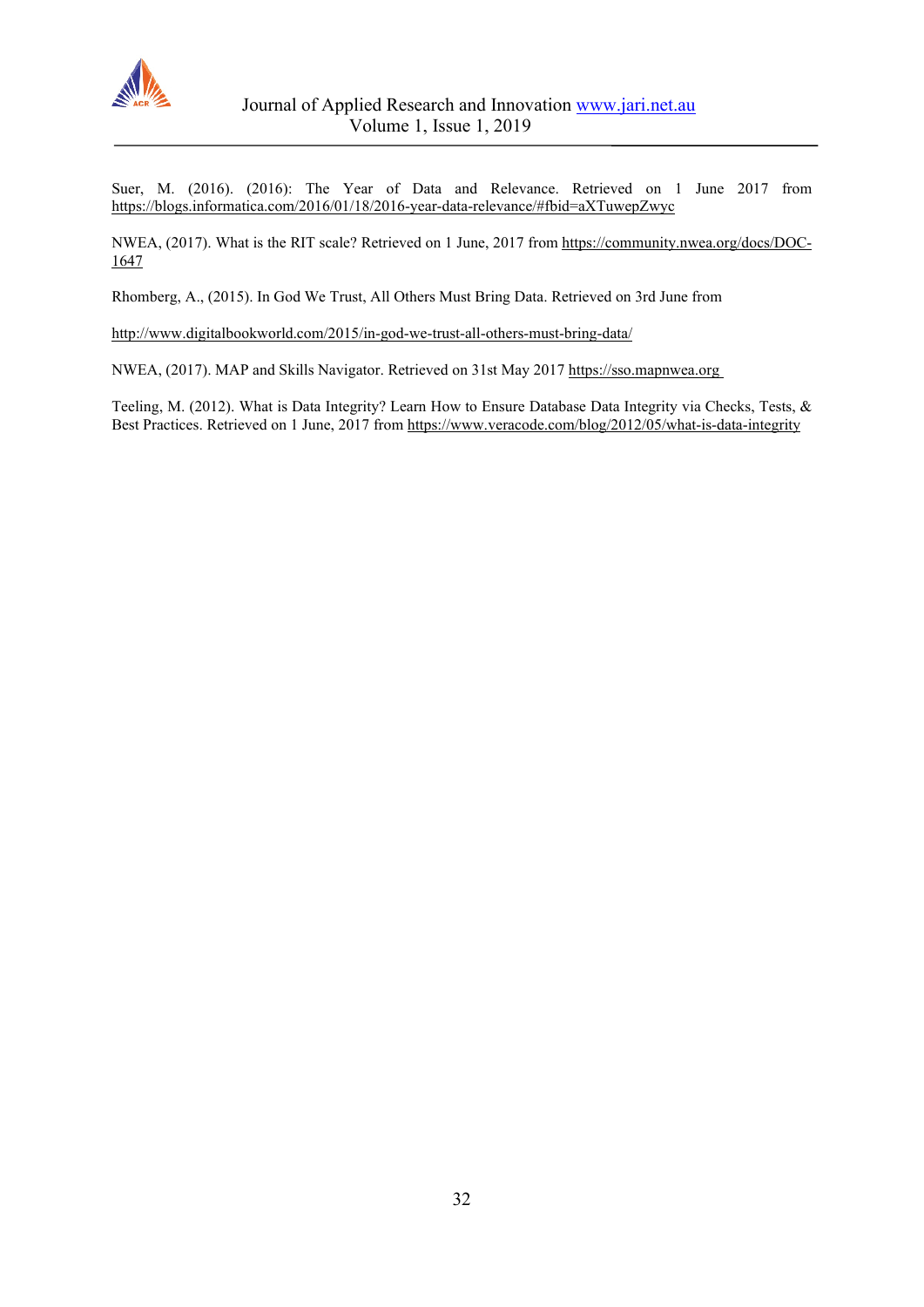Suer, M. (2016). (2016): The Year of Data and Relevance. Retrieved on 1 June 2017 from https://blogs.informatica.com/2016/01/18/2016-year-data-relevance/#fbid=aXTuwepZwyc

NWEA, (2017). What is the RIT scale? Retrieved on 1 June, 2017 from https://community.nwea.org/docs/DOC-1647

Rhomberg, A., (2015). In God We Trust, All Others Must Bring Data. Retrieved on 3rd June from

http://www.digitalbookworld.com/2015/in-god-we-trust-all-others-must-bring-data/

NWEA, (2017). MAP and Skills Navigator. Retrieved on 31st May 2017 https://sso.mapnwea.org

Teeling, M. (2012). What is Data Integrity? Learn How to Ensure Database Data Integrity via Checks, Tests, & Best Practices. Retrieved on 1 June, 2017 from https://www.veracode.com/blog/2012/05/what-is-data-integrity